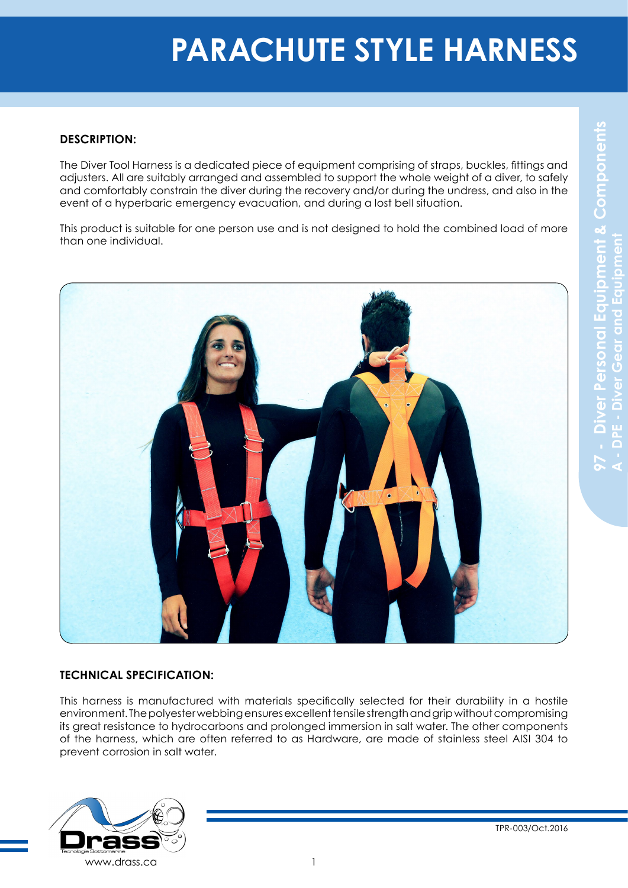# PARACHUTE STYLE HARNESS

**DESCRIPTION:**

The Diver Tool Harness is a dedicated piece of equipment comprising of straps, buckles, fittings and adjusters. All are suitably arranged and assembled to support the whole weight of a diver, to safely and comfortably constrain the diver during the recovery and/or during the undress, and also in the event of a hyperbaric emergency evacuation, and during a lost bell situation.

This product is suitable for one person use and is not designed to hold the combined load of more than one individual.

**TECHNICAL SPECIFICATION:**

This harness is manufactured with materials specifically selected for their durability in a hostile environment. The polyester webbing ensures excellent tensile strength and grip without compromising its great resistance to hydrocarbons and prolonged immersion in salt water. The other components of the harness, which are often referred to as Hardware, are made of stainless steel AISI 304 to prevent corrosion in salt water.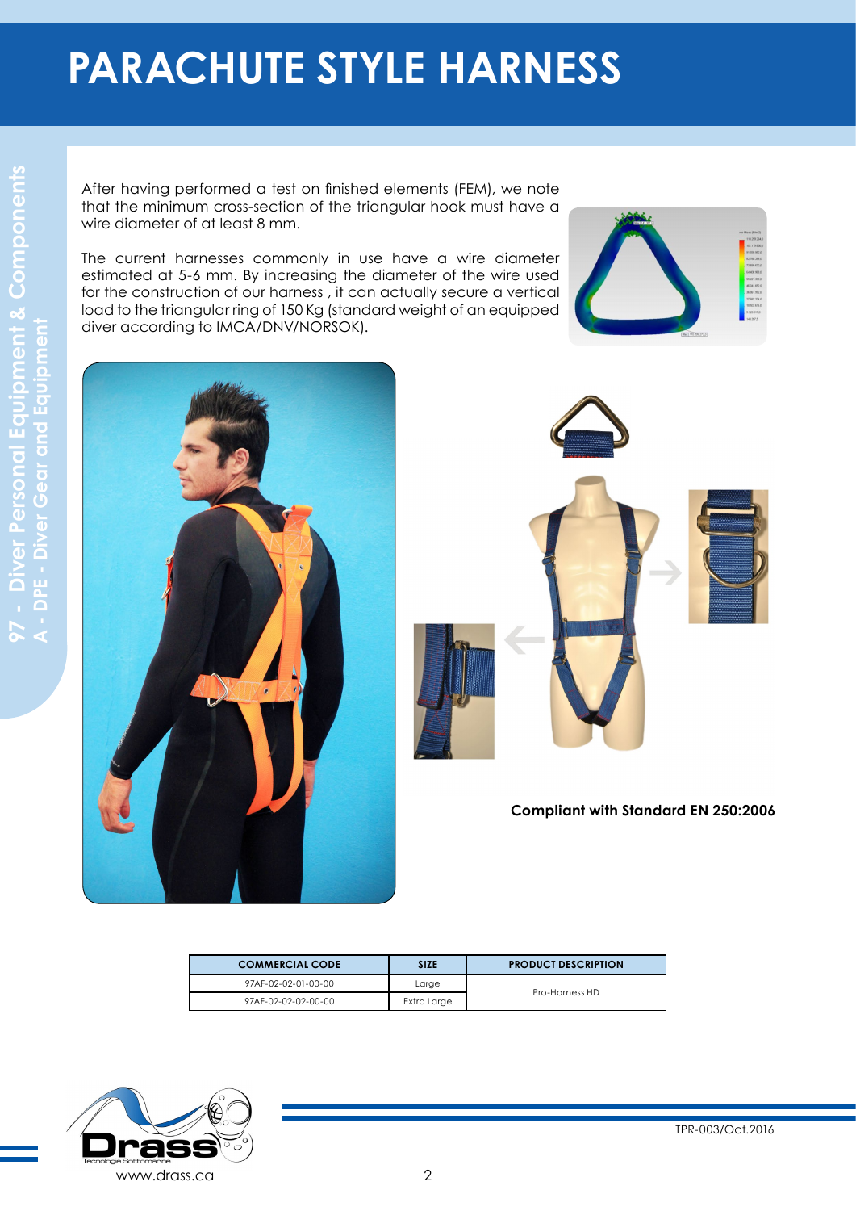# PARACHUTE STYLE HARNESS

After having performed a test on finished elements (FEM), we note that the minimum cross-section of the triangular hook must have a wire diameter of at least 8 mm.

The current harnesses commonly in use have a wire diameter estimated at 5-6 mm. By increasing the diameter of the wire used for the construction of our harness , it can actually secure a vertical load to the triangular ring of 150 Kg (standard weight of an equipped diver according to IMCA/DNV/NORSOK).

**Compliant with Standard EN 250:2006**

| COMMERCIAL CODE | SIZE | PRODUCT DESCRIPTION |
|---|---|---|
| 97AF-02-02-01-00-00 | Large | Pro-Harness HD |
| 97AF-02-02-02-00-00 | Extra Large | |